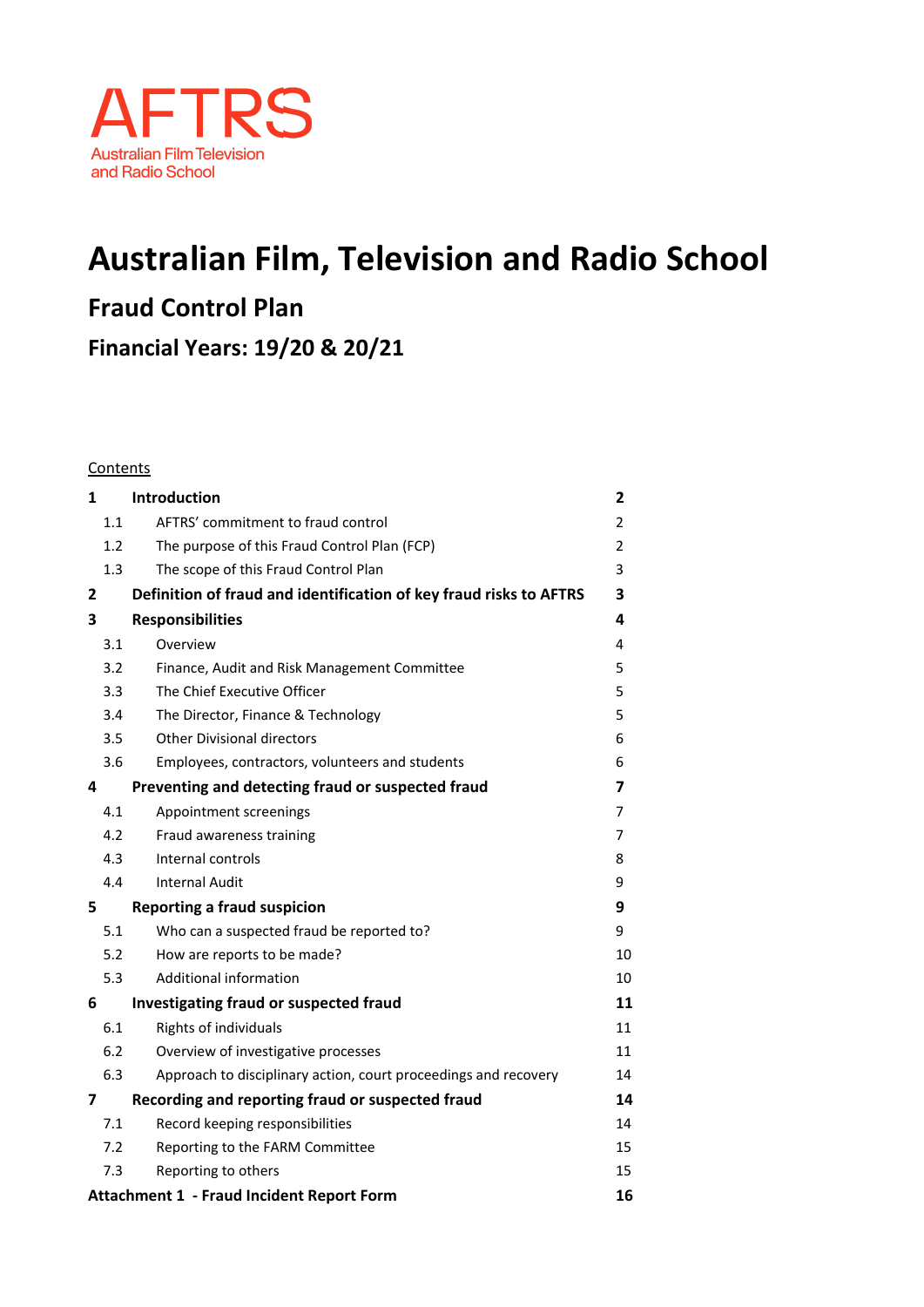AFTRS
Australian Film Television and Radio School

# Australian Film, Television and Radio School

## Fraud Control Plan

## Financial Years: 19/20 & 20/21

Contents

| | | |
|---|---|---|
| **1** | **Introduction** | **2** |
| 1.1 | AFTRS' commitment to fraud control | 2 |
| 1.2 | The purpose of this Fraud Control Plan (FCP) | 2 |
| 1.3 | The scope of this Fraud Control Plan | 3 |
| **2** | **Definition of fraud and identification of key fraud risks to AFTRS** | **3** |
| **3** | **Responsibilities** | **4** |
| 3.1 | Overview | 4 |
| 3.2 | Finance, Audit and Risk Management Committee | 5 |
| 3.3 | The Chief Executive Officer | 5 |
| 3.4 | The Director, Finance & Technology | 5 |
| 3.5 | Other Divisional directors | 6 |
| 3.6 | Employees, contractors, volunteers and students | 6 |
| **4** | **Preventing and detecting fraud or suspected fraud** | **7** |
| 4.1 | Appointment screenings | 7 |
| 4.2 | Fraud awareness training | 7 |
| 4.3 | Internal controls | 8 |
| 4.4 | Internal Audit | 9 |
| **5** | **Reporting a fraud suspicion** | **9** |
| 5.1 | Who can a suspected fraud be reported to? | 9 |
| 5.2 | How are reports to be made? | 10 |
| 5.3 | Additional information | 10 |
| **6** | **Investigating fraud or suspected fraud** | **11** |
| 6.1 | Rights of individuals | 11 |
| 6.2 | Overview of investigative processes | 11 |
| 6.3 | Approach to disciplinary action, court proceedings and recovery | 14 |
| **7** | **Recording and reporting fraud or suspected fraud** | **14** |
| 7.1 | Record keeping responsibilities | 14 |
| 7.2 | Reporting to the FARM Committee | 15 |
| 7.3 | Reporting to others | 15 |
| **Attachment 1** | **- Fraud Incident Report Form** | **16** |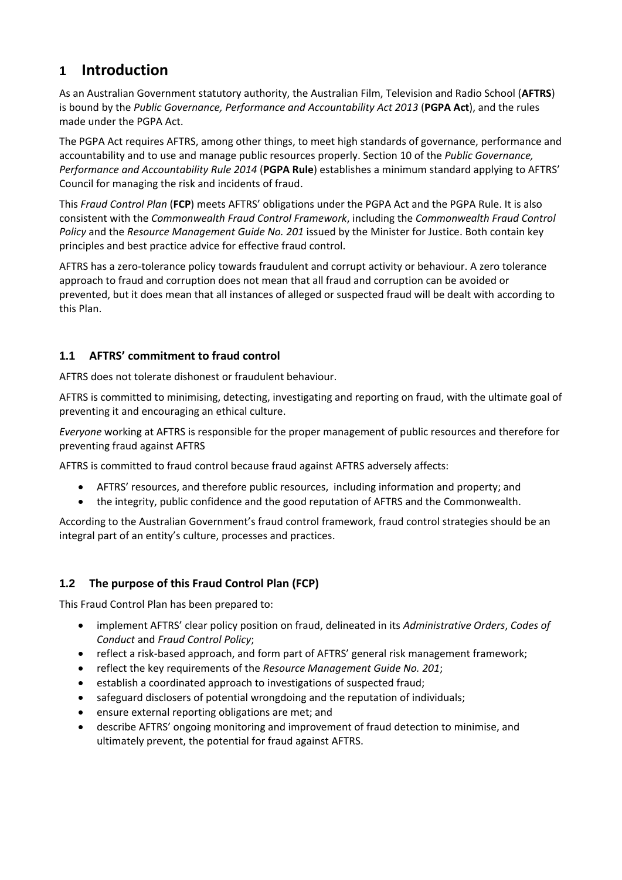# 1 Introduction

As an Australian Government statutory authority, the Australian Film, Television and Radio School (**AFTRS**) is bound by the *Public Governance, Performance and Accountability Act 2013* (**PGPA Act**), and the rules made under the PGPA Act.

The PGPA Act requires AFTRS, among other things, to meet high standards of governance, performance and accountability and to use and manage public resources properly. Section 10 of the *Public Governance, Performance and Accountability Rule 2014* (**PGPA Rule**) establishes a minimum standard applying to AFTRS' Council for managing the risk and incidents of fraud.

This *Fraud Control Plan* (**FCP**) meets AFTRS' obligations under the PGPA Act and the PGPA Rule. It is also consistent with the *Commonwealth Fraud Control Framework*, including the *Commonwealth Fraud Control Policy* and the *Resource Management Guide No. 201* issued by the Minister for Justice. Both contain key principles and best practice advice for effective fraud control.

AFTRS has a zero-tolerance policy towards fraudulent and corrupt activity or behaviour. A zero tolerance approach to fraud and corruption does not mean that all fraud and corruption can be avoided or prevented, but it does mean that all instances of alleged or suspected fraud will be dealt with according to this Plan.

## 1.1 AFTRS' commitment to fraud control

AFTRS does not tolerate dishonest or fraudulent behaviour.

AFTRS is committed to minimising, detecting, investigating and reporting on fraud, with the ultimate goal of preventing it and encouraging an ethical culture.

*Everyone* working at AFTRS is responsible for the proper management of public resources and therefore for preventing fraud against AFTRS

AFTRS is committed to fraud control because fraud against AFTRS adversely affects:

- AFTRS' resources, and therefore public resources, including information and property; and
- the integrity, public confidence and the good reputation of AFTRS and the Commonwealth.

According to the Australian Government's fraud control framework, fraud control strategies should be an integral part of an entity's culture, processes and practices.

## 1.2 The purpose of this Fraud Control Plan (FCP)

This Fraud Control Plan has been prepared to:

- implement AFTRS' clear policy position on fraud, delineated in its *Administrative Orders*, *Codes of Conduct* and *Fraud Control Policy*;
- reflect a risk-based approach, and form part of AFTRS' general risk management framework;
- reflect the key requirements of the *Resource Management Guide No. 201*;
- establish a coordinated approach to investigations of suspected fraud;
- safeguard disclosers of potential wrongdoing and the reputation of individuals;
- ensure external reporting obligations are met; and
- describe AFTRS' ongoing monitoring and improvement of fraud detection to minimise, and ultimately prevent, the potential for fraud against AFTRS.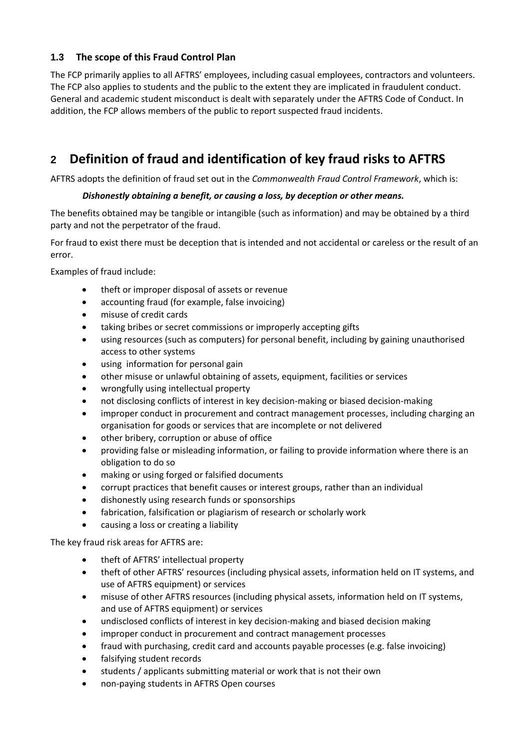### 1.3 The scope of this Fraud Control Plan

The FCP primarily applies to all AFTRS' employees, including casual employees, contractors and volunteers. The FCP also applies to students and the public to the extent they are implicated in fraudulent conduct. General and academic student misconduct is dealt with separately under the AFTRS Code of Conduct. In addition, the FCP allows members of the public to report suspected fraud incidents.

## 2 Definition of fraud and identification of key fraud risks to AFTRS

AFTRS adopts the definition of fraud set out in the *Commonwealth Fraud Control Framework*, which is:

> ***Dishonestly obtaining a benefit, or causing a loss, by deception or other means.***

The benefits obtained may be tangible or intangible (such as information) and may be obtained by a third party and not the perpetrator of the fraud.

For fraud to exist there must be deception that is intended and not accidental or careless or the result of an error.

Examples of fraud include:

- theft or improper disposal of assets or revenue
- accounting fraud (for example, false invoicing)
- misuse of credit cards
- taking bribes or secret commissions or improperly accepting gifts
- using resources (such as computers) for personal benefit, including by gaining unauthorised access to other systems
- using information for personal gain
- other misuse or unlawful obtaining of assets, equipment, facilities or services
- wrongfully using intellectual property
- not disclosing conflicts of interest in key decision-making or biased decision-making
- improper conduct in procurement and contract management processes, including charging an organisation for goods or services that are incomplete or not delivered
- other bribery, corruption or abuse of office
- providing false or misleading information, or failing to provide information where there is an obligation to do so
- making or using forged or falsified documents
- corrupt practices that benefit causes or interest groups, rather than an individual
- dishonestly using research funds or sponsorships
- fabrication, falsification or plagiarism of research or scholarly work
- causing a loss or creating a liability

The key fraud risk areas for AFTRS are:

- theft of AFTRS' intellectual property
- theft of other AFTRS' resources (including physical assets, information held on IT systems, and use of AFTRS equipment) or services
- misuse of other AFTRS resources (including physical assets, information held on IT systems, and use of AFTRS equipment) or services
- undisclosed conflicts of interest in key decision-making and biased decision making
- improper conduct in procurement and contract management processes
- fraud with purchasing, credit card and accounts payable processes (e.g. false invoicing)
- falsifying student records
- students / applicants submitting material or work that is not their own
- non-paying students in AFTRS Open courses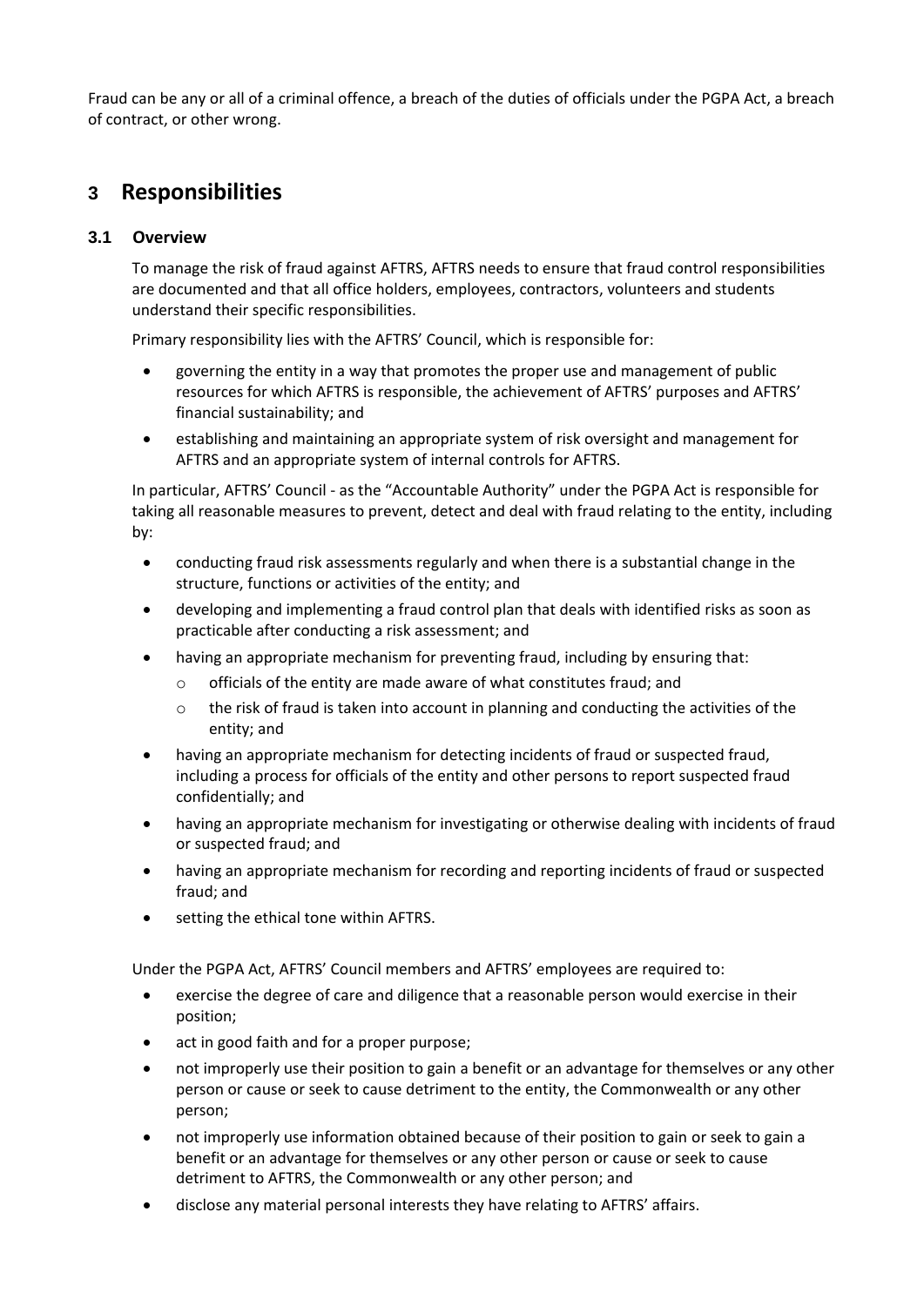Fraud can be any or all of a criminal offence, a breach of the duties of officials under the PGPA Act, a breach of contract, or other wrong.

## 3 Responsibilities

### 3.1 Overview

To manage the risk of fraud against AFTRS, AFTRS needs to ensure that fraud control responsibilities are documented and that all office holders, employees, contractors, volunteers and students understand their specific responsibilities.

Primary responsibility lies with the AFTRS' Council, which is responsible for:

- governing the entity in a way that promotes the proper use and management of public resources for which AFTRS is responsible, the achievement of AFTRS' purposes and AFTRS' financial sustainability; and
- establishing and maintaining an appropriate system of risk oversight and management for AFTRS and an appropriate system of internal controls for AFTRS.

In particular, AFTRS' Council - as the "Accountable Authority" under the PGPA Act is responsible for taking all reasonable measures to prevent, detect and deal with fraud relating to the entity, including by:

- conducting fraud risk assessments regularly and when there is a substantial change in the structure, functions or activities of the entity; and
- developing and implementing a fraud control plan that deals with identified risks as soon as practicable after conducting a risk assessment; and
- having an appropriate mechanism for preventing fraud, including by ensuring that:
  - officials of the entity are made aware of what constitutes fraud; and
  - the risk of fraud is taken into account in planning and conducting the activities of the entity; and
- having an appropriate mechanism for detecting incidents of fraud or suspected fraud, including a process for officials of the entity and other persons to report suspected fraud confidentially; and
- having an appropriate mechanism for investigating or otherwise dealing with incidents of fraud or suspected fraud; and
- having an appropriate mechanism for recording and reporting incidents of fraud or suspected fraud; and
- setting the ethical tone within AFTRS.

Under the PGPA Act, AFTRS' Council members and AFTRS' employees are required to:

- exercise the degree of care and diligence that a reasonable person would exercise in their position;
- act in good faith and for a proper purpose;
- not improperly use their position to gain a benefit or an advantage for themselves or any other person or cause or seek to cause detriment to the entity, the Commonwealth or any other person;
- not improperly use information obtained because of their position to gain or seek to gain a benefit or an advantage for themselves or any other person or cause or seek to cause detriment to AFTRS, the Commonwealth or any other person; and
- disclose any material personal interests they have relating to AFTRS' affairs.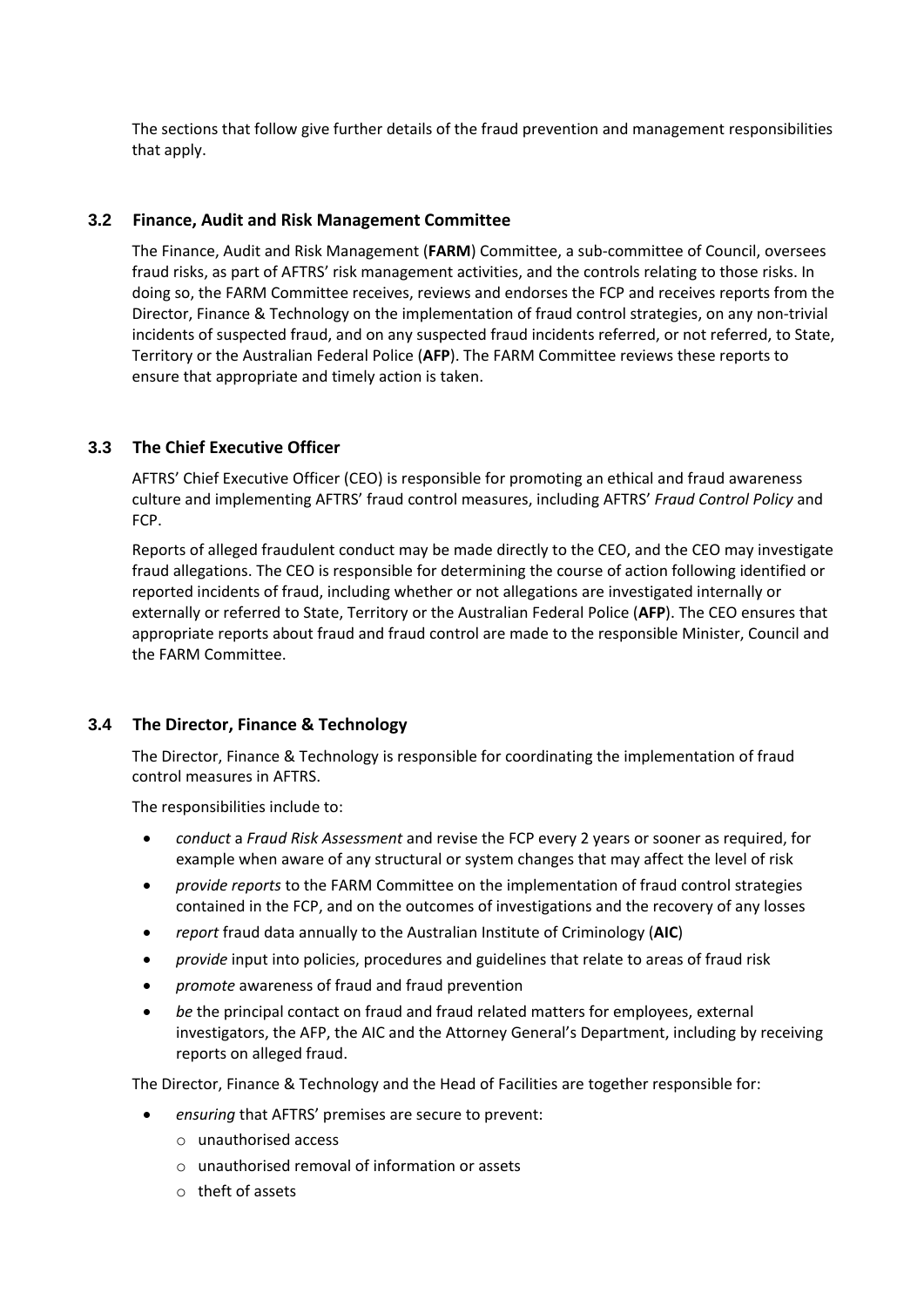The sections that follow give further details of the fraud prevention and management responsibilities that apply.

### 3.2 Finance, Audit and Risk Management Committee

The Finance, Audit and Risk Management (**FARM**) Committee, a sub-committee of Council, oversees fraud risks, as part of AFTRS' risk management activities, and the controls relating to those risks. In doing so, the FARM Committee receives, reviews and endorses the FCP and receives reports from the Director, Finance & Technology on the implementation of fraud control strategies, on any non-trivial incidents of suspected fraud, and on any suspected fraud incidents referred, or not referred, to State, Territory or the Australian Federal Police (**AFP**). The FARM Committee reviews these reports to ensure that appropriate and timely action is taken.

### 3.3 The Chief Executive Officer

AFTRS' Chief Executive Officer (CEO) is responsible for promoting an ethical and fraud awareness culture and implementing AFTRS' fraud control measures, including AFTRS' *Fraud Control Policy* and FCP.

Reports of alleged fraudulent conduct may be made directly to the CEO, and the CEO may investigate fraud allegations. The CEO is responsible for determining the course of action following identified or reported incidents of fraud, including whether or not allegations are investigated internally or externally or referred to State, Territory or the Australian Federal Police (**AFP**). The CEO ensures that appropriate reports about fraud and fraud control are made to the responsible Minister, Council and the FARM Committee.

### 3.4 The Director, Finance & Technology

The Director, Finance & Technology is responsible for coordinating the implementation of fraud control measures in AFTRS.

The responsibilities include to:

- *conduct* a *Fraud Risk Assessment* and revise the FCP every 2 years or sooner as required, for example when aware of any structural or system changes that may affect the level of risk
- *provide reports* to the FARM Committee on the implementation of fraud control strategies contained in the FCP, and on the outcomes of investigations and the recovery of any losses
- *report* fraud data annually to the Australian Institute of Criminology (**AIC**)
- *provide* input into policies, procedures and guidelines that relate to areas of fraud risk
- *promote* awareness of fraud and fraud prevention
- *be* the principal contact on fraud and fraud related matters for employees, external investigators, the AFP, the AIC and the Attorney General's Department, including by receiving reports on alleged fraud.

The Director, Finance & Technology and the Head of Facilities are together responsible for:

- *ensuring* that AFTRS' premises are secure to prevent:
  - unauthorised access
  - unauthorised removal of information or assets
  - theft of assets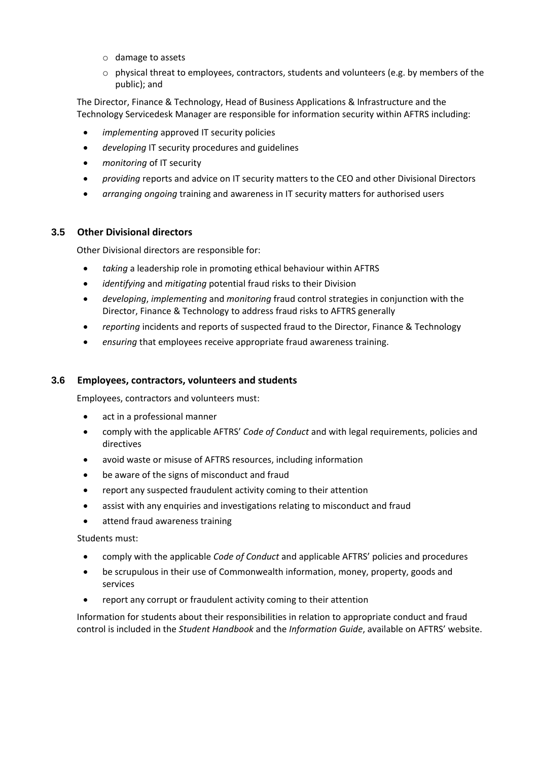- damage to assets
  - physical threat to employees, contractors, students and volunteers (e.g. by members of the public); and

The Director, Finance & Technology, Head of Business Applications & Infrastructure and the Technology Servicedesk Manager are responsible for information security within AFTRS including:

- *implementing* approved IT security policies
- *developing* IT security procedures and guidelines
- *monitoring* of IT security
- *providing* reports and advice on IT security matters to the CEO and other Divisional Directors
- *arranging ongoing* training and awareness in IT security matters for authorised users

### 3.5 Other Divisional directors

Other Divisional directors are responsible for:

- *taking* a leadership role in promoting ethical behaviour within AFTRS
- *identifying* and *mitigating* potential fraud risks to their Division
- *developing*, *implementing* and *monitoring* fraud control strategies in conjunction with the Director, Finance & Technology to address fraud risks to AFTRS generally
- *reporting* incidents and reports of suspected fraud to the Director, Finance & Technology
- *ensuring* that employees receive appropriate fraud awareness training.

### 3.6 Employees, contractors, volunteers and students

Employees, contractors and volunteers must:

- act in a professional manner
- comply with the applicable AFTRS' *Code of Conduct* and with legal requirements, policies and directives
- avoid waste or misuse of AFTRS resources, including information
- be aware of the signs of misconduct and fraud
- report any suspected fraudulent activity coming to their attention
- assist with any enquiries and investigations relating to misconduct and fraud
- attend fraud awareness training

Students must:

- comply with the applicable *Code of Conduct* and applicable AFTRS' policies and procedures
- be scrupulous in their use of Commonwealth information, money, property, goods and services
- report any corrupt or fraudulent activity coming to their attention

Information for students about their responsibilities in relation to appropriate conduct and fraud control is included in the *Student Handbook* and the *Information Guide*, available on AFTRS' website.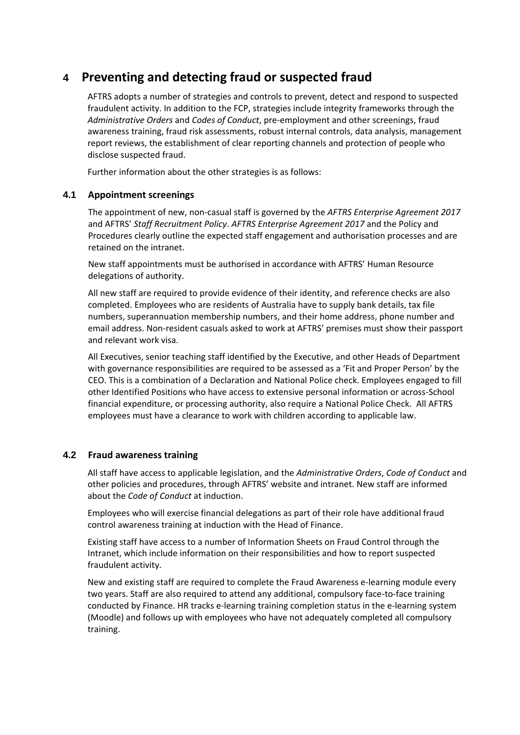# 4 Preventing and detecting fraud or suspected fraud

AFTRS adopts a number of strategies and controls to prevent, detect and respond to suspected fraudulent activity. In addition to the FCP, strategies include integrity frameworks through the *Administrative Orders* and *Codes of Conduct*, pre-employment and other screenings, fraud awareness training, fraud risk assessments, robust internal controls, data analysis, management report reviews, the establishment of clear reporting channels and protection of people who disclose suspected fraud.

Further information about the other strategies is as follows:

## 4.1 Appointment screenings

The appointment of new, non-casual staff is governed by the *AFTRS Enterprise Agreement 2017* and AFTRS' *Staff Recruitment Policy*. *AFTRS Enterprise Agreement 2017* and the Policy and Procedures clearly outline the expected staff engagement and authorisation processes and are retained on the intranet.

New staff appointments must be authorised in accordance with AFTRS' Human Resource delegations of authority.

All new staff are required to provide evidence of their identity, and reference checks are also completed. Employees who are residents of Australia have to supply bank details, tax file numbers, superannuation membership numbers, and their home address, phone number and email address. Non-resident casuals asked to work at AFTRS' premises must show their passport and relevant work visa.

All Executives, senior teaching staff identified by the Executive, and other Heads of Department with governance responsibilities are required to be assessed as a 'Fit and Proper Person' by the CEO. This is a combination of a Declaration and National Police check. Employees engaged to fill other Identified Positions who have access to extensive personal information or across-School financial expenditure, or processing authority, also require a National Police Check. All AFTRS employees must have a clearance to work with children according to applicable law.

## 4.2 Fraud awareness training

All staff have access to applicable legislation, and the *Administrative Orders*, *Code of Conduct* and other policies and procedures, through AFTRS' website and intranet. New staff are informed about the *Code of Conduct* at induction.

Employees who will exercise financial delegations as part of their role have additional fraud control awareness training at induction with the Head of Finance.

Existing staff have access to a number of Information Sheets on Fraud Control through the Intranet, which include information on their responsibilities and how to report suspected fraudulent activity.

New and existing staff are required to complete the Fraud Awareness e-learning module every two years. Staff are also required to attend any additional, compulsory face-to-face training conducted by Finance. HR tracks e-learning training completion status in the e-learning system (Moodle) and follows up with employees who have not adequately completed all compulsory training.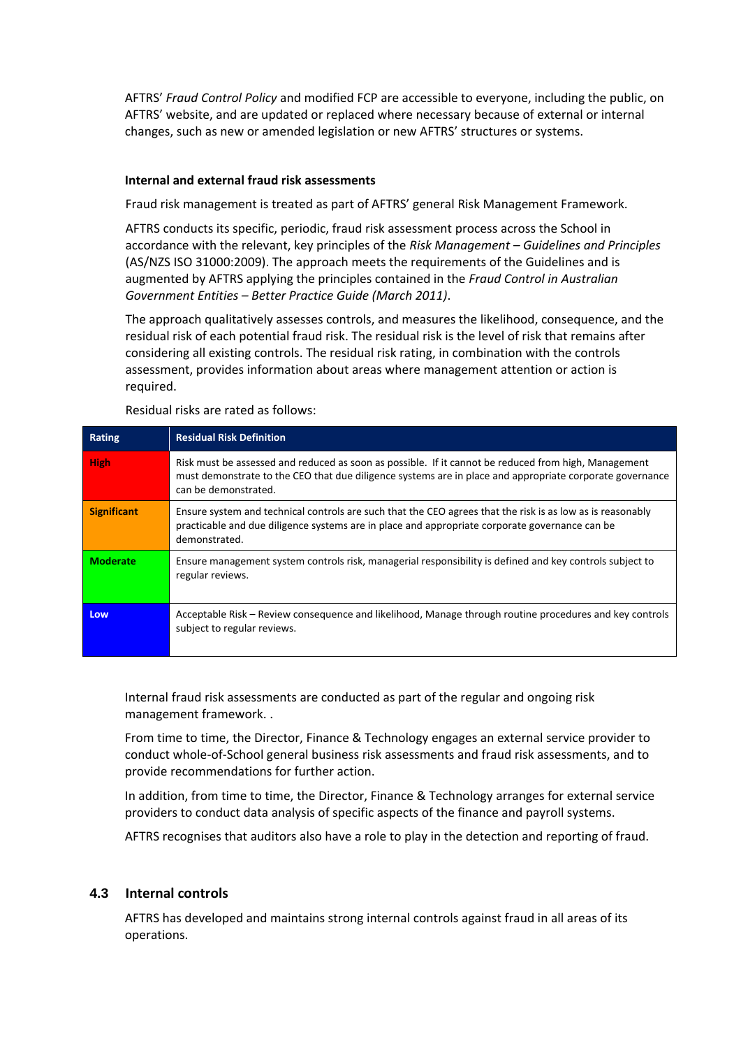AFTRS' *Fraud Control Policy* and modified FCP are accessible to everyone, including the public, on AFTRS' website, and are updated or replaced where necessary because of external or internal changes, such as new or amended legislation or new AFTRS' structures or systems.

**Internal and external fraud risk assessments**

Fraud risk management is treated as part of AFTRS' general Risk Management Framework.

AFTRS conducts its specific, periodic, fraud risk assessment process across the School in accordance with the relevant, key principles of the *Risk Management – Guidelines and Principles* (AS/NZS ISO 31000:2009). The approach meets the requirements of the Guidelines and is augmented by AFTRS applying the principles contained in the *Fraud Control in Australian Government Entities – Better Practice Guide (March 2011)*.

The approach qualitatively assesses controls, and measures the likelihood, consequence, and the residual risk of each potential fraud risk. The residual risk is the level of risk that remains after considering all existing controls. The residual risk rating, in combination with the controls assessment, provides information about areas where management attention or action is required.

Residual risks are rated as follows:

| Rating | Residual Risk Definition |
| --- | --- |
| High | Risk must be assessed and reduced as soon as possible. If it cannot be reduced from high, Management must demonstrate to the CEO that due diligence systems are in place and appropriate corporate governance can be demonstrated. |
| Significant | Ensure system and technical controls are such that the CEO agrees that the risk is as low as is reasonably practicable and due diligence systems are in place and appropriate corporate governance can be demonstrated. |
| Moderate | Ensure management system controls risk, managerial responsibility is defined and key controls subject to regular reviews. |
| Low | Acceptable Risk – Review consequence and likelihood, Manage through routine procedures and key controls subject to regular reviews. |

Internal fraud risk assessments are conducted as part of the regular and ongoing risk management framework. .

From time to time, the Director, Finance & Technology engages an external service provider to conduct whole-of-School general business risk assessments and fraud risk assessments, and to provide recommendations for further action.

In addition, from time to time, the Director, Finance & Technology arranges for external service providers to conduct data analysis of specific aspects of the finance and payroll systems.

AFTRS recognises that auditors also have a role to play in the detection and reporting of fraud.

## 4.3 Internal controls

AFTRS has developed and maintains strong internal controls against fraud in all areas of its operations.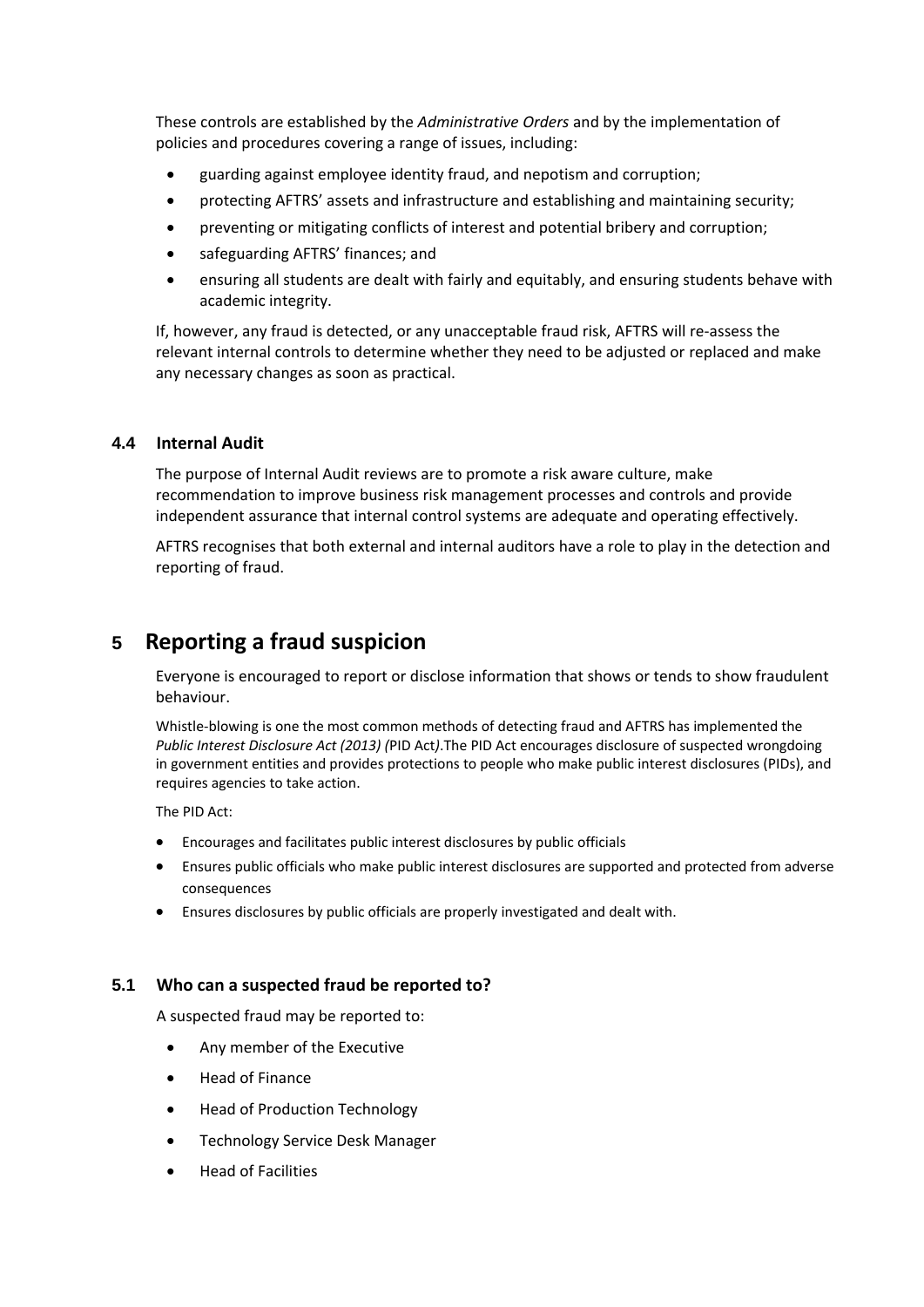These controls are established by the *Administrative Orders* and by the implementation of policies and procedures covering a range of issues, including:

- guarding against employee identity fraud, and nepotism and corruption;
- protecting AFTRS' assets and infrastructure and establishing and maintaining security;
- preventing or mitigating conflicts of interest and potential bribery and corruption;
- safeguarding AFTRS' finances; and
- ensuring all students are dealt with fairly and equitably, and ensuring students behave with academic integrity.

If, however, any fraud is detected, or any unacceptable fraud risk, AFTRS will re-assess the relevant internal controls to determine whether they need to be adjusted or replaced and make any necessary changes as soon as practical.

### 4.4 Internal Audit

The purpose of Internal Audit reviews are to promote a risk aware culture, make recommendation to improve business risk management processes and controls and provide independent assurance that internal control systems are adequate and operating effectively.

AFTRS recognises that both external and internal auditors have a role to play in the detection and reporting of fraud.

## 5 Reporting a fraud suspicion

Everyone is encouraged to report or disclose information that shows or tends to show fraudulent behaviour.

Whistle-blowing is one the most common methods of detecting fraud and AFTRS has implemented the *Public Interest Disclosure Act (2013) (*PID Act*)*.The PID Act encourages disclosure of suspected wrongdoing in government entities and provides protections to people who make public interest disclosures (PIDs), and requires agencies to take action.

The PID Act:

- Encourages and facilitates public interest disclosures by public officials
- Ensures public officials who make public interest disclosures are supported and protected from adverse consequences
- Ensures disclosures by public officials are properly investigated and dealt with.

### 5.1 Who can a suspected fraud be reported to?

A suspected fraud may be reported to:

- Any member of the Executive
- Head of Finance
- Head of Production Technology
- Technology Service Desk Manager
- Head of Facilities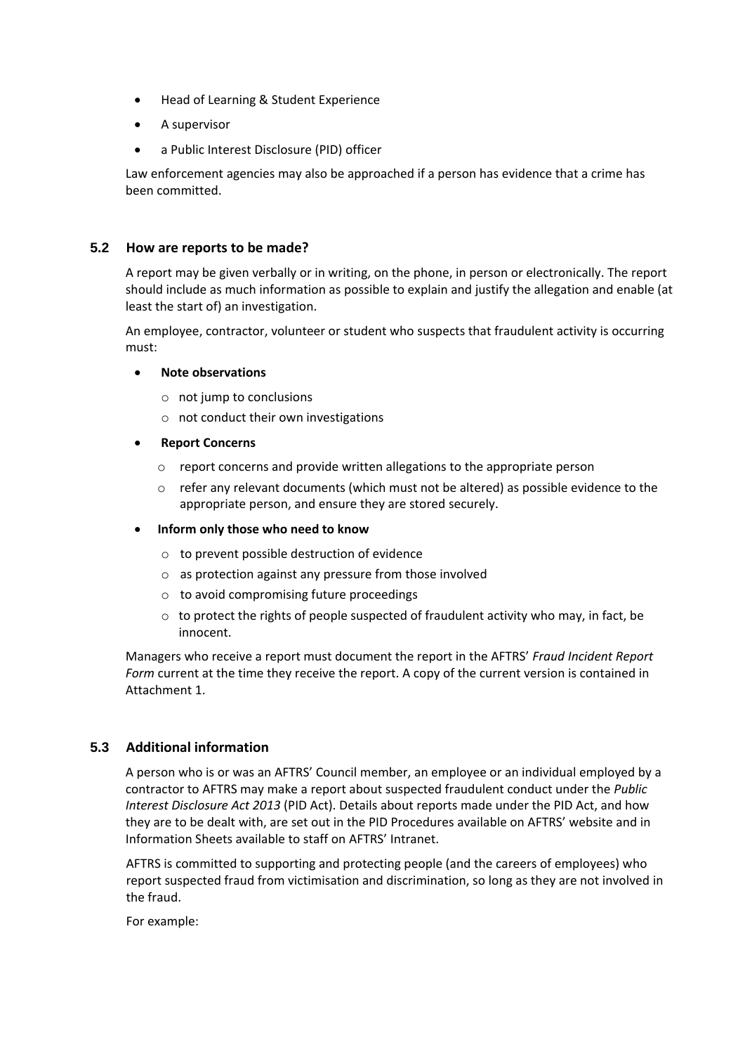- Head of Learning & Student Experience
- A supervisor
- a Public Interest Disclosure (PID) officer

Law enforcement agencies may also be approached if a person has evidence that a crime has been committed.

### 5.2 How are reports to be made?

A report may be given verbally or in writing, on the phone, in person or electronically. The report should include as much information as possible to explain and justify the allegation and enable (at least the start of) an investigation.

An employee, contractor, volunteer or student who suspects that fraudulent activity is occurring must:

- **Note observations**
  - not jump to conclusions
  - not conduct their own investigations
- **Report Concerns**
  - report concerns and provide written allegations to the appropriate person
  - refer any relevant documents (which must not be altered) as possible evidence to the appropriate person, and ensure they are stored securely.
- **Inform only those who need to know**
  - to prevent possible destruction of evidence
  - as protection against any pressure from those involved
  - to avoid compromising future proceedings
  - to protect the rights of people suspected of fraudulent activity who may, in fact, be innocent.

Managers who receive a report must document the report in the AFTRS' *Fraud Incident Report Form* current at the time they receive the report. A copy of the current version is contained in Attachment 1.

### 5.3 Additional information

A person who is or was an AFTRS' Council member, an employee or an individual employed by a contractor to AFTRS may make a report about suspected fraudulent conduct under the *Public Interest Disclosure Act 2013* (PID Act). Details about reports made under the PID Act, and how they are to be dealt with, are set out in the PID Procedures available on AFTRS' website and in Information Sheets available to staff on AFTRS' Intranet.

AFTRS is committed to supporting and protecting people (and the careers of employees) who report suspected fraud from victimisation and discrimination, so long as they are not involved in the fraud.

For example: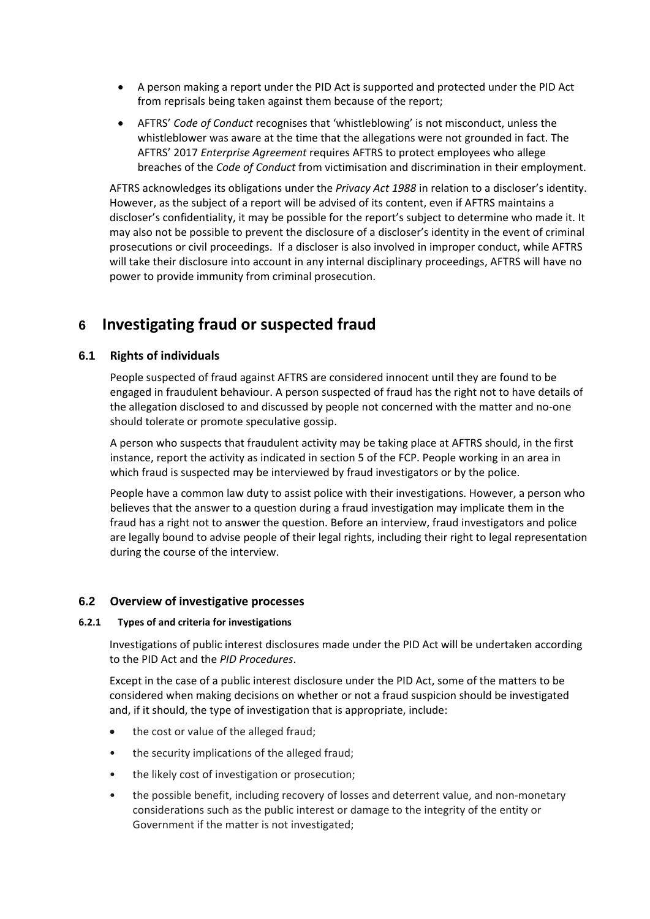- A person making a report under the PID Act is supported and protected under the PID Act from reprisals being taken against them because of the report;
- AFTRS' *Code of Conduct* recognises that 'whistleblowing' is not misconduct, unless the whistleblower was aware at the time that the allegations were not grounded in fact. The AFTRS' 2017 *Enterprise Agreement* requires AFTRS to protect employees who allege breaches of the *Code of Conduct* from victimisation and discrimination in their employment.

AFTRS acknowledges its obligations under the *Privacy Act 1988* in relation to a discloser's identity. However, as the subject of a report will be advised of its content, even if AFTRS maintains a discloser's confidentiality, it may be possible for the report's subject to determine who made it. It may also not be possible to prevent the disclosure of a discloser's identity in the event of criminal prosecutions or civil proceedings. If a discloser is also involved in improper conduct, while AFTRS will take their disclosure into account in any internal disciplinary proceedings, AFTRS will have no power to provide immunity from criminal prosecution.

# 6 Investigating fraud or suspected fraud

## 6.1 Rights of individuals

People suspected of fraud against AFTRS are considered innocent until they are found to be engaged in fraudulent behaviour. A person suspected of fraud has the right not to have details of the allegation disclosed to and discussed by people not concerned with the matter and no-one should tolerate or promote speculative gossip.

A person who suspects that fraudulent activity may be taking place at AFTRS should, in the first instance, report the activity as indicated in section 5 of the FCP. People working in an area in which fraud is suspected may be interviewed by fraud investigators or by the police.

People have a common law duty to assist police with their investigations. However, a person who believes that the answer to a question during a fraud investigation may implicate them in the fraud has a right not to answer the question. Before an interview, fraud investigators and police are legally bound to advise people of their legal rights, including their right to legal representation during the course of the interview.

## 6.2 Overview of investigative processes

#### 6.2.1 Types of and criteria for investigations

Investigations of public interest disclosures made under the PID Act will be undertaken according to the PID Act and the *PID Procedures*.

Except in the case of a public interest disclosure under the PID Act, some of the matters to be considered when making decisions on whether or not a fraud suspicion should be investigated and, if it should, the type of investigation that is appropriate, include:

- the cost or value of the alleged fraud;
- the security implications of the alleged fraud;
- the likely cost of investigation or prosecution;
- the possible benefit, including recovery of losses and deterrent value, and non-monetary considerations such as the public interest or damage to the integrity of the entity or Government if the matter is not investigated;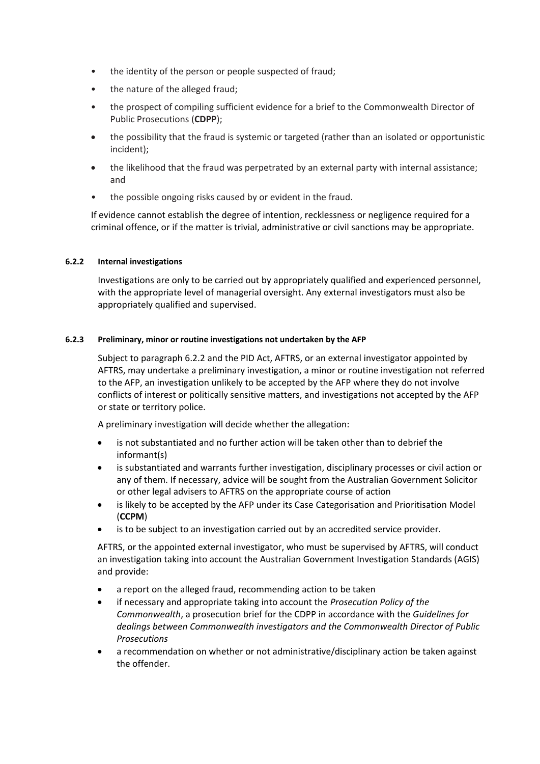- the identity of the person or people suspected of fraud;
- the nature of the alleged fraud;
- the prospect of compiling sufficient evidence for a brief to the Commonwealth Director of Public Prosecutions (**CDPP**);
- the possibility that the fraud is systemic or targeted (rather than an isolated or opportunistic incident);
- the likelihood that the fraud was perpetrated by an external party with internal assistance; and
- the possible ongoing risks caused by or evident in the fraud.

If evidence cannot establish the degree of intention, recklessness or negligence required for a criminal offence, or if the matter is trivial, administrative or civil sanctions may be appropriate.

#### 6.2.2 Internal investigations

Investigations are only to be carried out by appropriately qualified and experienced personnel, with the appropriate level of managerial oversight. Any external investigators must also be appropriately qualified and supervised.

#### 6.2.3 Preliminary, minor or routine investigations not undertaken by the AFP

Subject to paragraph 6.2.2 and the PID Act, AFTRS, or an external investigator appointed by AFTRS, may undertake a preliminary investigation, a minor or routine investigation not referred to the AFP, an investigation unlikely to be accepted by the AFP where they do not involve conflicts of interest or politically sensitive matters, and investigations not accepted by the AFP or state or territory police.

A preliminary investigation will decide whether the allegation:

- is not substantiated and no further action will be taken other than to debrief the informant(s)
- is substantiated and warrants further investigation, disciplinary processes or civil action or any of them. If necessary, advice will be sought from the Australian Government Solicitor or other legal advisers to AFTRS on the appropriate course of action
- is likely to be accepted by the AFP under its Case Categorisation and Prioritisation Model (**CCPM**)
- is to be subject to an investigation carried out by an accredited service provider.

AFTRS, or the appointed external investigator, who must be supervised by AFTRS, will conduct an investigation taking into account the Australian Government Investigation Standards (AGIS) and provide:

- a report on the alleged fraud, recommending action to be taken
- if necessary and appropriate taking into account the *Prosecution Policy of the Commonwealth*, a prosecution brief for the CDPP in accordance with the *Guidelines for dealings between Commonwealth investigators and the Commonwealth Director of Public Prosecutions*
- a recommendation on whether or not administrative/disciplinary action be taken against the offender.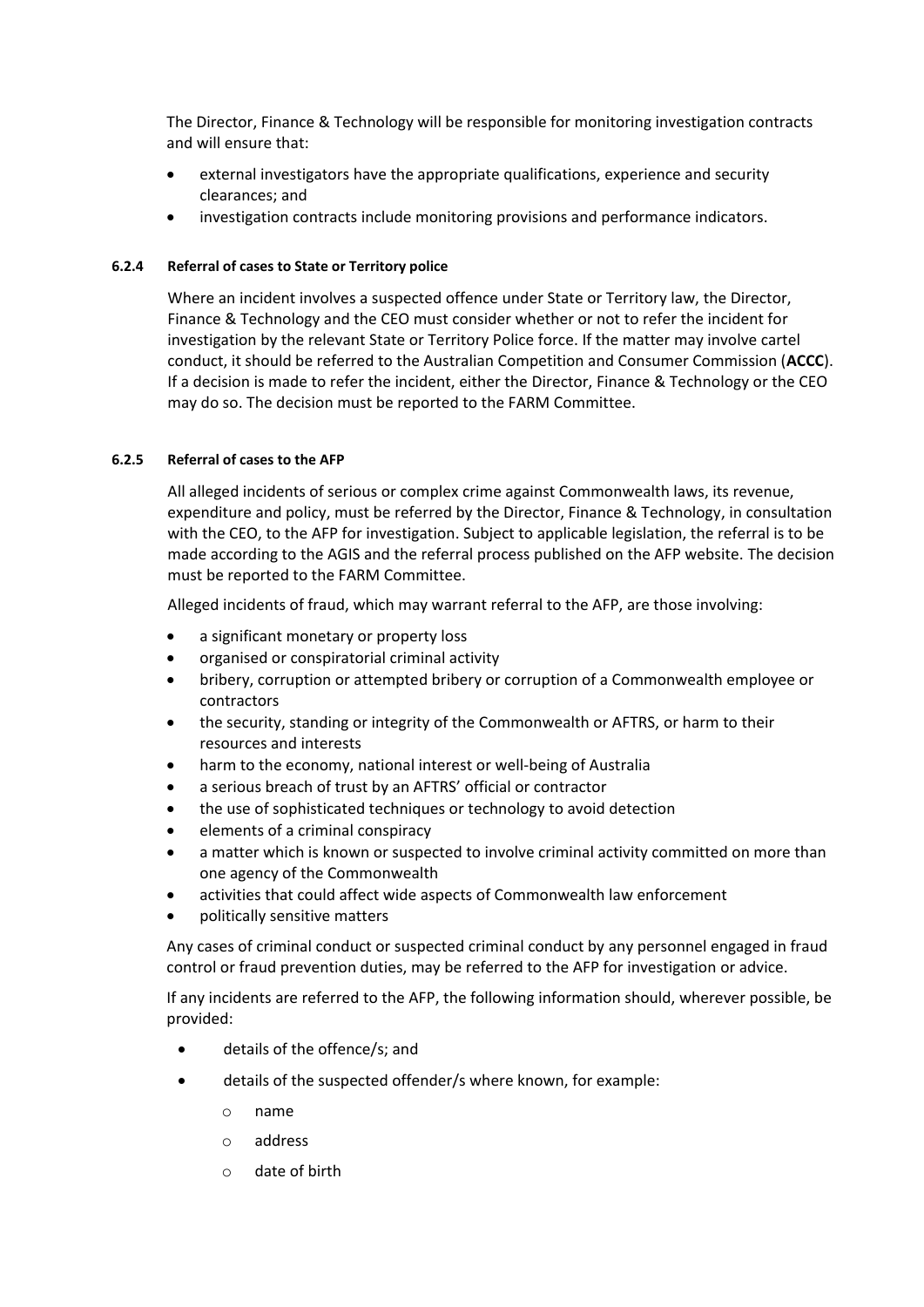The Director, Finance & Technology will be responsible for monitoring investigation contracts and will ensure that:

- external investigators have the appropriate qualifications, experience and security clearances; and
- investigation contracts include monitoring provisions and performance indicators.

#### 6.2.4 Referral of cases to State or Territory police

Where an incident involves a suspected offence under State or Territory law, the Director, Finance & Technology and the CEO must consider whether or not to refer the incident for investigation by the relevant State or Territory Police force. If the matter may involve cartel conduct, it should be referred to the Australian Competition and Consumer Commission (**ACCC**). If a decision is made to refer the incident, either the Director, Finance & Technology or the CEO may do so. The decision must be reported to the FARM Committee.

#### 6.2.5 Referral of cases to the AFP

All alleged incidents of serious or complex crime against Commonwealth laws, its revenue, expenditure and policy, must be referred by the Director, Finance & Technology, in consultation with the CEO, to the AFP for investigation. Subject to applicable legislation, the referral is to be made according to the AGIS and the referral process published on the AFP website. The decision must be reported to the FARM Committee.

Alleged incidents of fraud, which may warrant referral to the AFP, are those involving:

- a significant monetary or property loss
- organised or conspiratorial criminal activity
- bribery, corruption or attempted bribery or corruption of a Commonwealth employee or contractors
- the security, standing or integrity of the Commonwealth or AFTRS, or harm to their resources and interests
- harm to the economy, national interest or well-being of Australia
- a serious breach of trust by an AFTRS' official or contractor
- the use of sophisticated techniques or technology to avoid detection
- elements of a criminal conspiracy
- a matter which is known or suspected to involve criminal activity committed on more than one agency of the Commonwealth
- activities that could affect wide aspects of Commonwealth law enforcement
- politically sensitive matters

Any cases of criminal conduct or suspected criminal conduct by any personnel engaged in fraud control or fraud prevention duties, may be referred to the AFP for investigation or advice.

If any incidents are referred to the AFP, the following information should, wherever possible, be provided:

- details of the offence/s; and
- details of the suspected offender/s where known, for example:
  - name
  - address
  - date of birth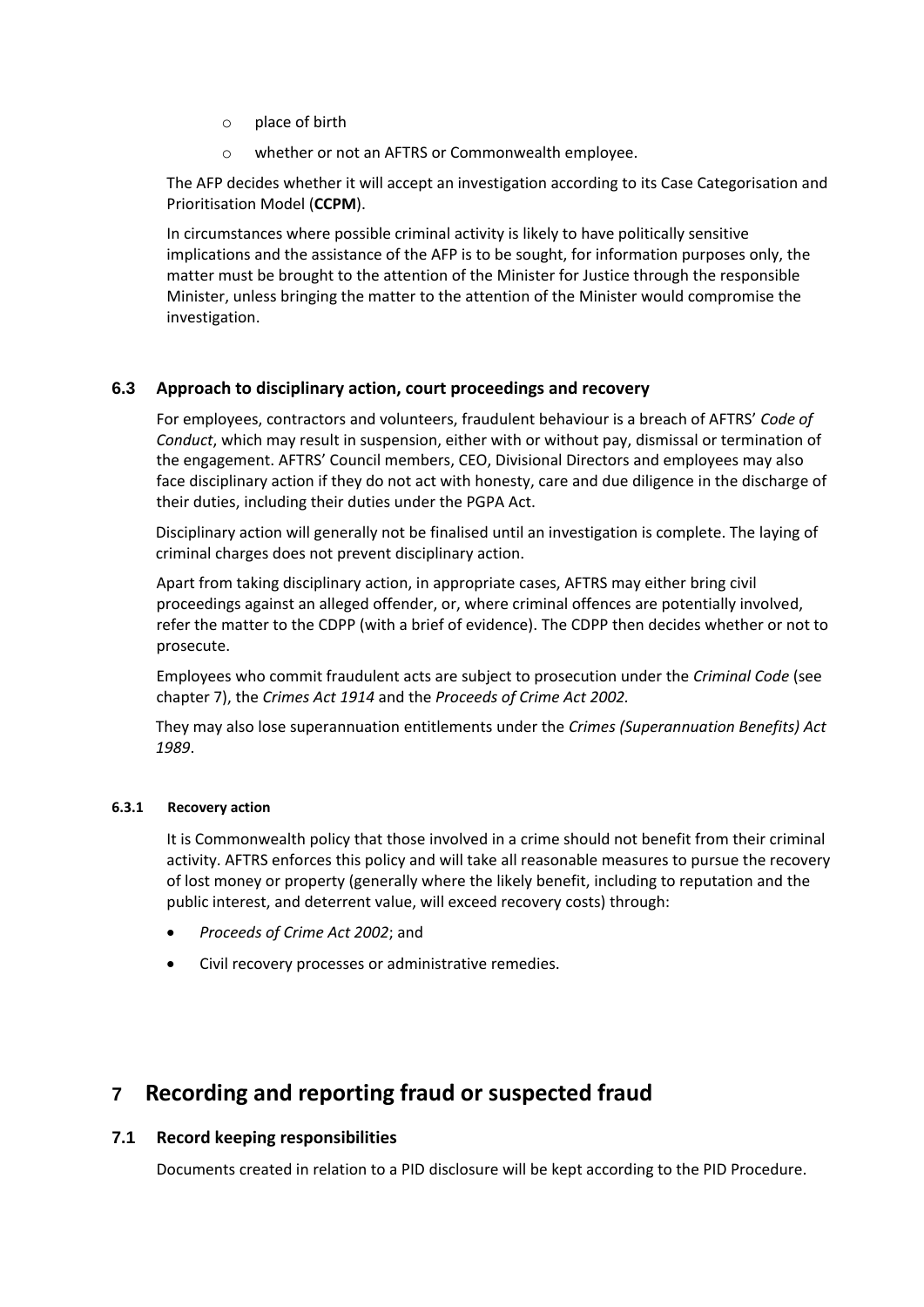- place of birth
- whether or not an AFTRS or Commonwealth employee.

The AFP decides whether it will accept an investigation according to its Case Categorisation and Prioritisation Model (**CCPM**).

In circumstances where possible criminal activity is likely to have politically sensitive implications and the assistance of the AFP is to be sought, for information purposes only, the matter must be brought to the attention of the Minister for Justice through the responsible Minister, unless bringing the matter to the attention of the Minister would compromise the investigation.

### 6.3 Approach to disciplinary action, court proceedings and recovery

For employees, contractors and volunteers, fraudulent behaviour is a breach of AFTRS' *Code of Conduct*, which may result in suspension, either with or without pay, dismissal or termination of the engagement. AFTRS' Council members, CEO, Divisional Directors and employees may also face disciplinary action if they do not act with honesty, care and due diligence in the discharge of their duties, including their duties under the PGPA Act.

Disciplinary action will generally not be finalised until an investigation is complete. The laying of criminal charges does not prevent disciplinary action.

Apart from taking disciplinary action, in appropriate cases, AFTRS may either bring civil proceedings against an alleged offender, or, where criminal offences are potentially involved, refer the matter to the CDPP (with a brief of evidence). The CDPP then decides whether or not to prosecute.

Employees who commit fraudulent acts are subject to prosecution under the *Criminal Code* (see chapter 7), the *Crimes Act 1914* and the *Proceeds of Crime Act 2002.*

They may also lose superannuation entitlements under the *Crimes (Superannuation Benefits) Act 1989*.

#### 6.3.1 Recovery action

It is Commonwealth policy that those involved in a crime should not benefit from their criminal activity. AFTRS enforces this policy and will take all reasonable measures to pursue the recovery of lost money or property (generally where the likely benefit, including to reputation and the public interest, and deterrent value, will exceed recovery costs) through:

- *Proceeds of Crime Act 2002*; and
- Civil recovery processes or administrative remedies.

## 7 Recording and reporting fraud or suspected fraud

### 7.1 Record keeping responsibilities

Documents created in relation to a PID disclosure will be kept according to the PID Procedure.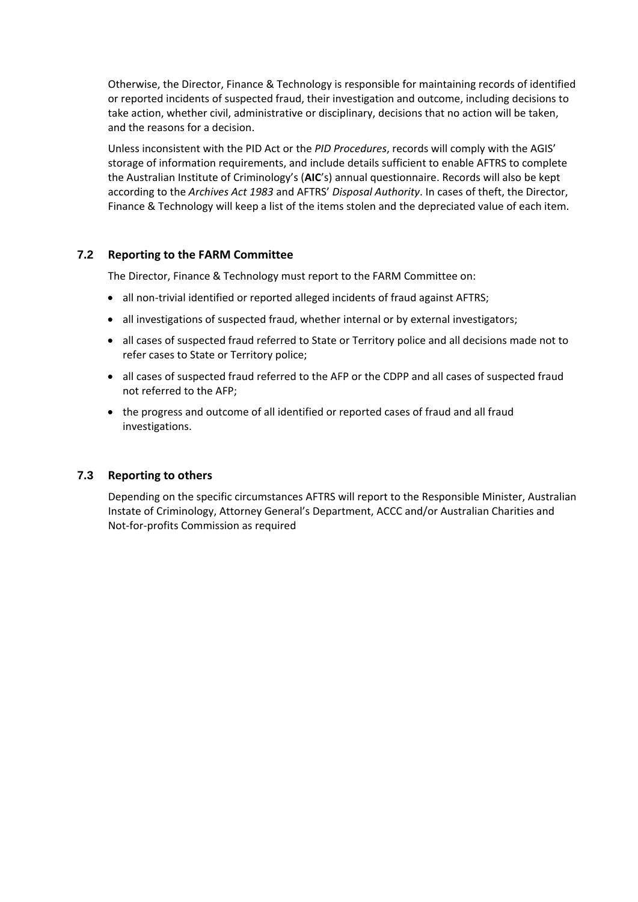Otherwise, the Director, Finance & Technology is responsible for maintaining records of identified or reported incidents of suspected fraud, their investigation and outcome, including decisions to take action, whether civil, administrative or disciplinary, decisions that no action will be taken, and the reasons for a decision.

Unless inconsistent with the PID Act or the *PID Procedures*, records will comply with the AGIS' storage of information requirements, and include details sufficient to enable AFTRS to complete the Australian Institute of Criminology's (**AIC**'s) annual questionnaire. Records will also be kept according to the *Archives Act 1983* and AFTRS' *Disposal Authority*. In cases of theft, the Director, Finance & Technology will keep a list of the items stolen and the depreciated value of each item.

## 7.2 Reporting to the FARM Committee

The Director, Finance & Technology must report to the FARM Committee on:

- all non-trivial identified or reported alleged incidents of fraud against AFTRS;
- all investigations of suspected fraud, whether internal or by external investigators;
- all cases of suspected fraud referred to State or Territory police and all decisions made not to refer cases to State or Territory police;
- all cases of suspected fraud referred to the AFP or the CDPP and all cases of suspected fraud not referred to the AFP;
- the progress and outcome of all identified or reported cases of fraud and all fraud investigations.

## 7.3 Reporting to others

Depending on the specific circumstances AFTRS will report to the Responsible Minister, Australian Instate of Criminology, Attorney General's Department, ACCC and/or Australian Charities and Not-for-profits Commission as required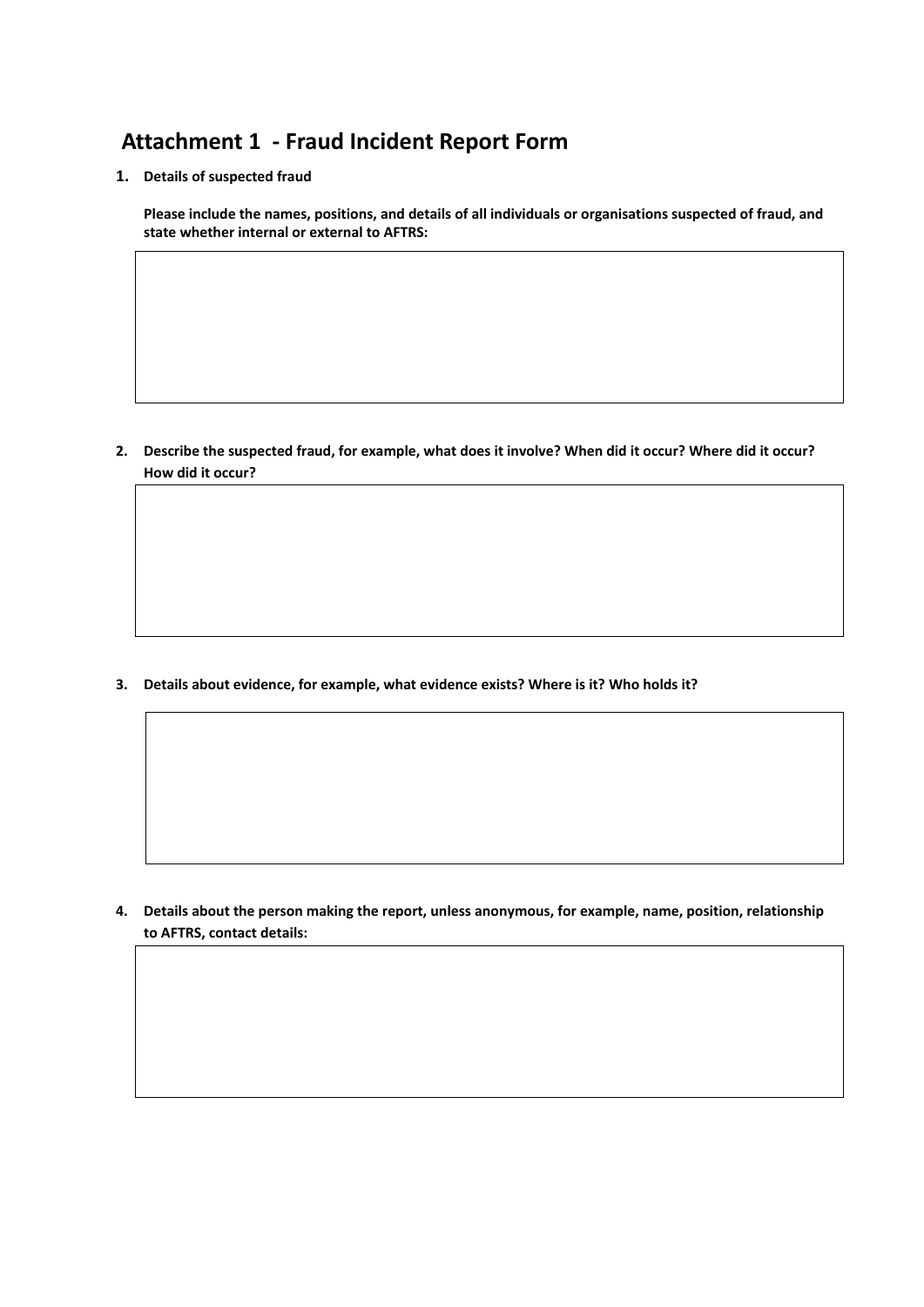# Attachment 1 - Fraud Incident Report Form

1. **Details of suspected fraud**

   **Please include the names, positions, and details of all individuals or organisations suspected of fraud, and state whether internal or external to AFTRS:**

2. **Describe the suspected fraud, for example, what does it involve? When did it occur? Where did it occur? How did it occur?**

3. **Details about evidence, for example, what evidence exists? Where is it? Who holds it?**

4. **Details about the person making the report, unless anonymous, for example, name, position, relationship to AFTRS, contact details:**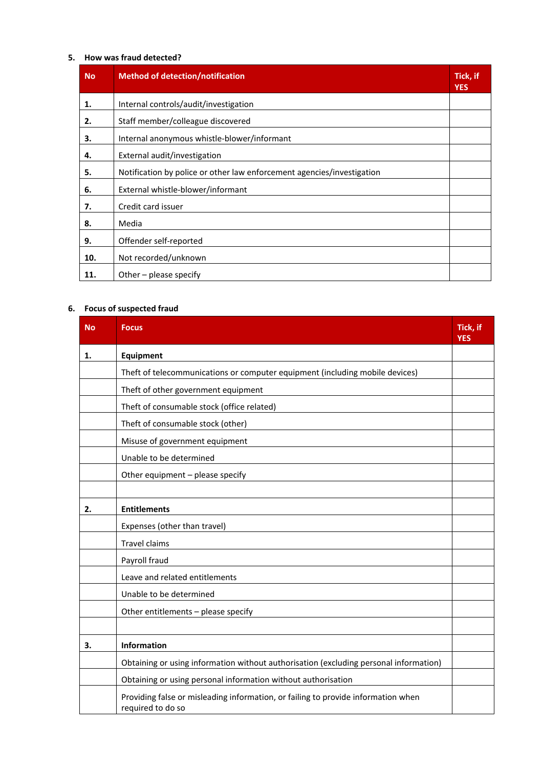5. **How was fraud detected?**

| No | Method of detection/notification | Tick, if YES |
|---|---|---|
| **1.** | Internal controls/audit/investigation | |
| **2.** | Staff member/colleague discovered | |
| **3.** | Internal anonymous whistle-blower/informant | |
| **4.** | External audit/investigation | |
| **5.** | Notification by police or other law enforcement agencies/investigation | |
| **6.** | External whistle-blower/informant | |
| **7.** | Credit card issuer | |
| **8.** | Media | |
| **9.** | Offender self-reported | |
| **10.** | Not recorded/unknown | |
| **11.** | Other – please specify | |

6. **Focus of suspected fraud**

| No | Focus | Tick, if YES |
|---|---|---|
| **1.** | **Equipment** | |
| | Theft of telecommunications or computer equipment (including mobile devices) | |
| | Theft of other government equipment | |
| | Theft of consumable stock (office related) | |
| | Theft of consumable stock (other) | |
| | Misuse of government equipment | |
| | Unable to be determined | |
| | Other equipment – please specify | |
| | | |
| **2.** | **Entitlements** | |
| | Expenses (other than travel) | |
| | Travel claims | |
| | Payroll fraud | |
| | Leave and related entitlements | |
| | Unable to be determined | |
| | Other entitlements – please specify | |
| | | |
| **3.** | **Information** | |
| | Obtaining or using information without authorisation (excluding personal information) | |
| | Obtaining or using personal information without authorisation | |
| | Providing false or misleading information, or failing to provide information when required to do so | |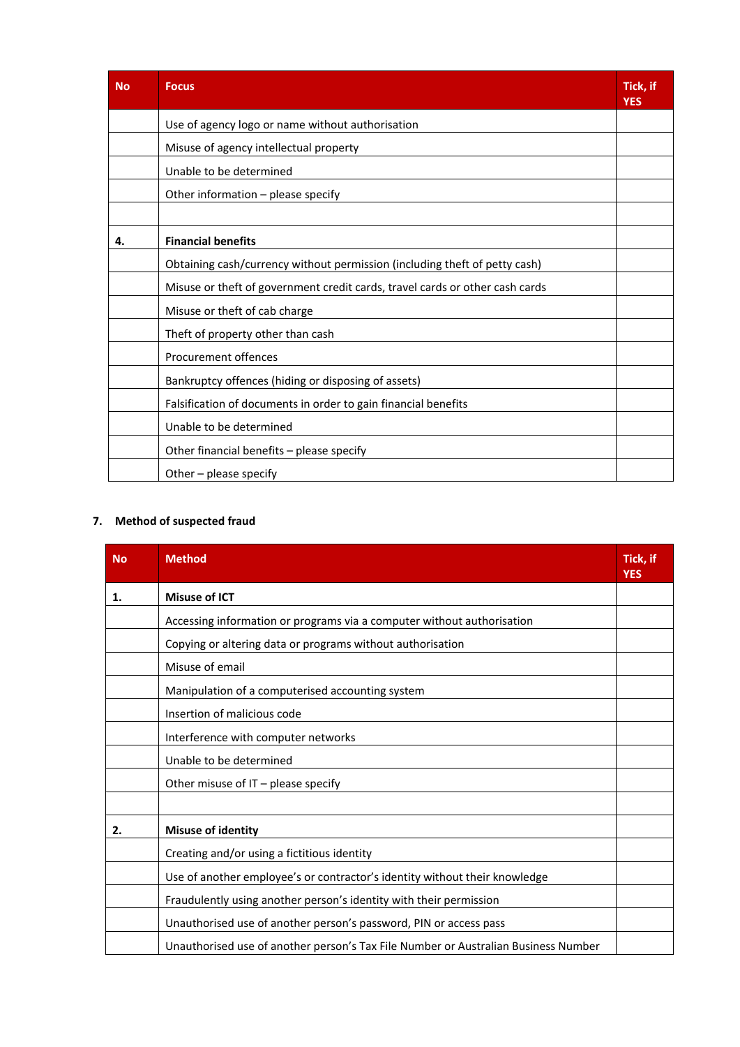| No | Focus | Tick, if YES |
|---|---|---|
| | Use of agency logo or name without authorisation | |
| | Misuse of agency intellectual property | |
| | Unable to be determined | |
| | Other information – please specify | |
| | | |
| 4. | **Financial benefits** | |
| | Obtaining cash/currency without permission (including theft of petty cash) | |
| | Misuse or theft of government credit cards, travel cards or other cash cards | |
| | Misuse or theft of cab charge | |
| | Theft of property other than cash | |
| | Procurement offences | |
| | Bankruptcy offences (hiding or disposing of assets) | |
| | Falsification of documents in order to gain financial benefits | |
| | Unable to be determined | |
| | Other financial benefits – please specify | |
| | Other – please specify | |

**7. Method of suspected fraud**

| No | Method | Tick, if YES |
|---|---|---|
| 1. | **Misuse of ICT** | |
| | Accessing information or programs via a computer without authorisation | |
| | Copying or altering data or programs without authorisation | |
| | Misuse of email | |
| | Manipulation of a computerised accounting system | |
| | Insertion of malicious code | |
| | Interference with computer networks | |
| | Unable to be determined | |
| | Other misuse of IT – please specify | |
| | | |
| 2. | **Misuse of identity** | |
| | Creating and/or using a fictitious identity | |
| | Use of another employee's or contractor's identity without their knowledge | |
| | Fraudulently using another person's identity with their permission | |
| | Unauthorised use of another person's password, PIN or access pass | |
| | Unauthorised use of another person's Tax File Number or Australian Business Number | |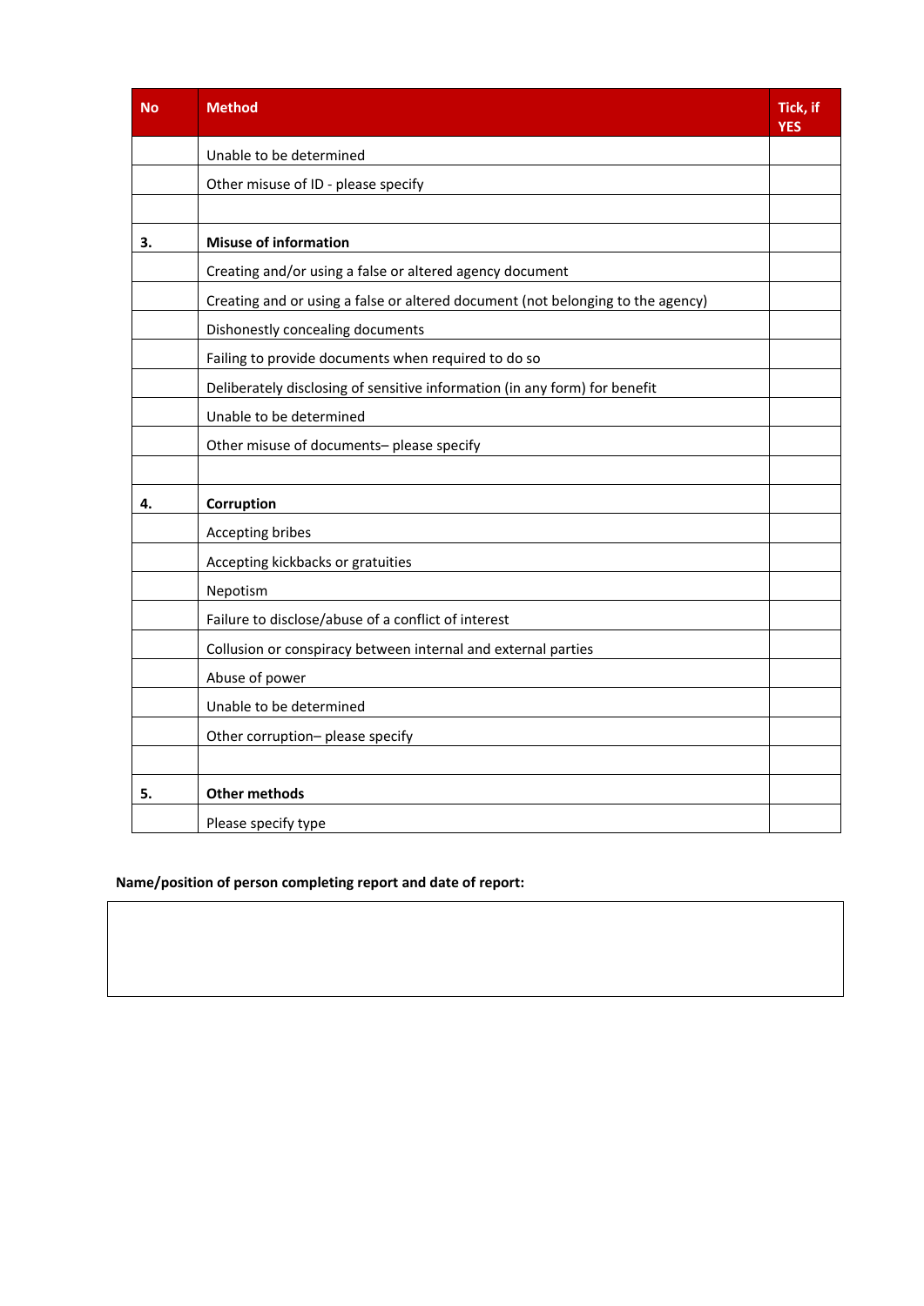| No | Method | Tick, if YES |
|---|---|---|
| | Unable to be determined | |
| | Other misuse of ID - please specify | |
| | | |
| **3.** | **Misuse of information** | |
| | Creating and/or using a false or altered agency document | |
| | Creating and or using a false or altered document (not belonging to the agency) | |
| | Dishonestly concealing documents | |
| | Failing to provide documents when required to do so | |
| | Deliberately disclosing of sensitive information (in any form) for benefit | |
| | Unable to be determined | |
| | Other misuse of documents– please specify | |
| | | |
| **4.** | **Corruption** | |
| | Accepting bribes | |
| | Accepting kickbacks or gratuities | |
| | Nepotism | |
| | Failure to disclose/abuse of a conflict of interest | |
| | Collusion or conspiracy between internal and external parties | |
| | Abuse of power | |
| | Unable to be determined | |
| | Other corruption– please specify | |
| | | |
| **5.** | **Other methods** | |
| | Please specify type | |

**Name/position of person completing report and date of report:**

| |
|---|
| |